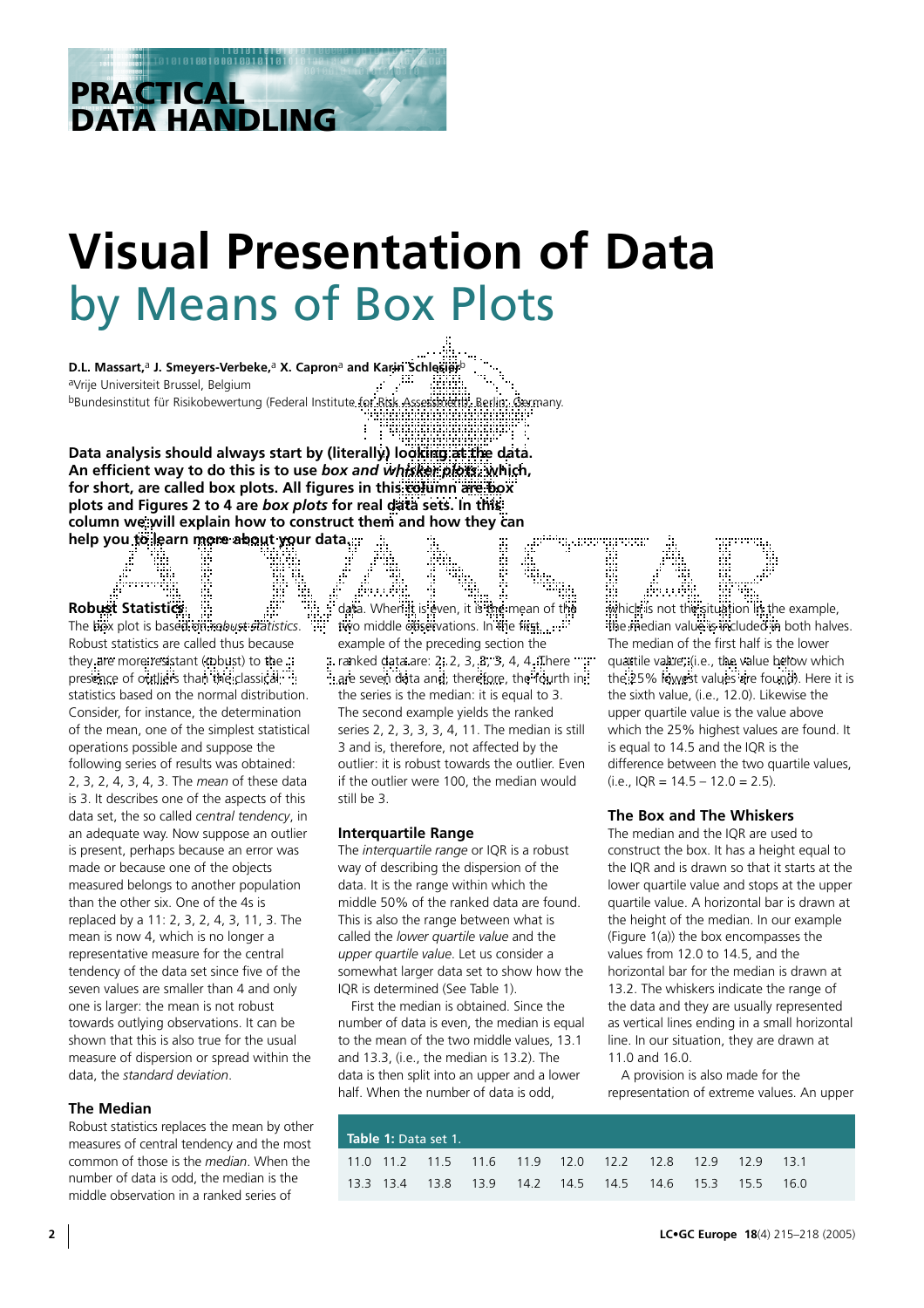PRACTICAL DATA HANDLING

# Visual Presentation of Data by Means of Box Plots

**D.L. Massart,**[a] **J. Smeyers-Verbeke,**[a] **X. Capron**[a] **and Karin Schlesier**[b]

[a]Vrije Universiteit Brussel, Belgium

[b]Bundesinstitut für Risikobewertung (Federal Institute for Risk Assessment), Berlin, Germany.

**Data analysis should always start by (literally) looking at the data. An efficient way to do this is to use *box and whisker plots*, which, for short, are called box plots. All figures in this column are box plots and Figures 2 to 4 are *box plots* for real data sets. In this column we will explain how to construct them and how they can help you to learn more about your data.**

## Robust Statistics

The box plot is based on *robust statistics*. Robust statistics are called thus because they are more resistant (robust) to the presence of outliers than the classical statistics based on the normal distribution. Consider, for instance, the determination of the mean, one of the simplest statistical operations possible and suppose the following series of results was obtained: 2, 3, 2, 4, 3, 4, 3. The *mean* of these data is 3. It describes one of the aspects of this data set, the so called *central tendency*, in an adequate way. Now suppose an outlier is present, perhaps because an error was made or because one of the objects measured belongs to another population than the other six. One of the 4s is replaced by a 11: 2, 3, 2, 4, 3, 11, 3. The mean is now 4, which is no longer a representative measure for the central tendency of the data set since five of the seven values are smaller than 4 and only one is larger: the mean is not robust towards outlying observations. It can be shown that this is also true for the usual measure of dispersion or spread within the data, the *standard deviation*.

## The Median

Robust statistics replaces the mean by other measures of central tendency and the most common of those is the *median*. When the number of data is odd, the median is the middle observation in a ranked series of data. When it is even, it is the mean of the two middle observations. In the first example of the preceding section the ranked data are: 2, 2, 3, 3, 3, 4, 4. There are seven data and, therefore, the fourth in the series is the median: it is equal to 3. The second example yields the ranked series 2, 2, 3, 3, 3, 4, 11. The median is still 3 and is, therefore, not affected by the outlier: it is robust towards the outlier. Even if the outlier were 100, the median would still be 3.

## Interquartile Range

The *interquartile range* or IQR is a robust way of describing the dispersion of the data. It is the range within which the middle 50% of the ranked data are found. This is also the range between what is called the *lower quartile value* and the *upper quartile value*. Let us consider a somewhat larger data set to show how the IQR is determined (See Table 1).

First the median is obtained. Since the number of data is even, the median is equal to the mean of the two middle values, 13.1 and 13.3, (i.e., the median is 13.2). The data is then split into an upper and a lower half. When the number of data is odd, which is not the situation in the example, the median value is included in both halves. The median of the first half is the lower quartile value (i.e., the value below which the 25% lowest values are found). Here it is the sixth value, (i.e., 12.0). Likewise the upper quartile value is the value above which the 25% highest values are found. It is equal to 14.5 and the IQR is the difference between the two quartile values, (i.e., IQR = 14.5 – 12.0 = 2.5).

## The Box and The Whiskers

The median and the IQR are used to construct the box. It has a height equal to the IQR and is drawn so that it starts at the lower quartile value and stops at the upper quartile value. A horizontal bar is drawn at the height of the median. In our example (Figure 1(a)) the box encompasses the values from 12.0 to 14.5, and the horizontal bar for the median is drawn at 13.2. The whiskers indicate the range of the data and they are usually represented as vertical lines ending in a small horizontal line. In our situation, they are drawn at 11.0 and 16.0.

A provision is also made for the representation of extreme values. An upper

**Table 1:** Data set 1.

| | | | | | | | | | | |
|---|---|---|---|---|---|---|---|---|---|---|
| 11.0 | 11.2 | 11.5 | 11.6 | 11.9 | 12.0 | 12.2 | 12.8 | 12.9 | 12.9 | 13.1 |
| 13.3 | 13.4 | 13.8 | 13.9 | 14.2 | 14.5 | 14.5 | 14.6 | 15.3 | 15.5 | 16.0 |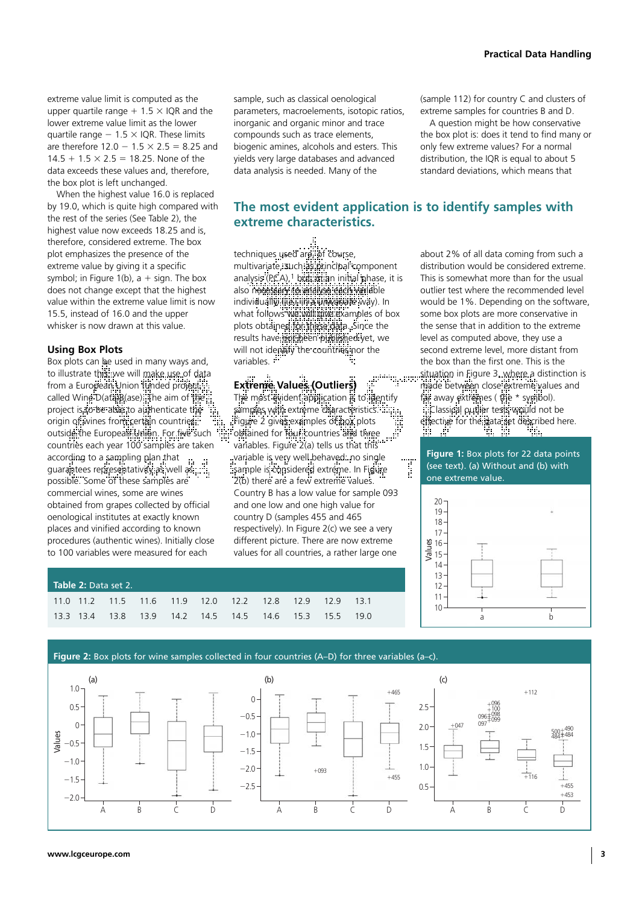extreme value limit is computed as the upper quartile range + 1.5 × IQR and the lower extreme value limit as the lower quartile range − 1.5 × IQR. These limits are therefore 12.0 − 1.5 × 2.5 = 8.25 and 14.5 + 1.5 × 2.5 = 18.25. None of the data exceeds these values and, therefore, the box plot is left unchanged.

When the highest value 16.0 is replaced by 19.0, which is quite high compared with the rest of the series (See Table 2), the highest value now exceeds 18.25 and is, therefore, considered extreme. The box plot emphasizes the presence of the extreme value by giving it a specific symbol; in Figure 1(b), a + sign. The box does not change except that the highest value within the extreme value limit is now 15.5, instead of 16.0 and the upper whisker is now drawn at this value.

## Using Box Plots

Box plots can be used in many ways and, to illustrate this, we will make use of data from a European Union funded project, called Wine-D(ata)B(ase). The aim of the project is to be able to authenticate the origin of wines from certain countries outside the European Union. For five such countries each year 100 samples are taken according to a sampling plan that guarantees representativity as well as possible. Some of these samples are commercial wines, some are wines obtained from grapes collected by official oenological institutes at exactly known places and vinified according to known procedures (authentic wines). Initially close to 100 variables were measured for each sample, such as classical oenological parameters, macroelements, isotopic ratios, inorganic and organic minor and trace compounds such as trace elements, biogenic amines, alcohols and esters. This yields very large databases and advanced data analysis is needed. Many of the techniques used are, of course, multivariate, such as principal component analysis (PCA),[1] but, in an initial phase, it is also necessary to analyse each variable individually (i.e., in a univariate way). In what follows we will give examples of box plots obtained for these data. Since the results have not been published yet, we will not identify the countries nor the variables.

**The most evident application is to identify samples with extreme characteristics.**

## Extreme Values (Outliers)

The most evident application is to identify samples with extreme characteristics. Figure 2 gives examples of box plots obtained for four countries and three variables. Figure 2(a) tells us that this variable is very well behaved: no single sample is considered extreme. In Figure 2(b) there are a few extreme values. Country B has a low value for sample 093 and one low and one high value for country D (samples 455 and 465 respectively). In Figure 2(c) we see a very different picture. There are now extreme values for all countries, a rather large one (sample 112) for country C and clusters of extreme samples for countries B and D.

A question might be how conservative the box plot is: does it tend to find many or only few extreme values? For a normal distribution, the IQR is equal to about 5 standard deviations, which means that about 2% of all data coming from such a distribution would be considered extreme. This is somewhat more than for the usual outlier test where the recommended level would be 1%. Depending on the software, some box plots are more conservative in the sense that in addition to the extreme level as computed above, they use a second extreme level, more distant from the box than the first one. This is the situation in Figure 3, where a distinction is made between close extreme values and far away extremes (the * symbol). Classical outlier tests would not be effective for the data set described here.

**Table 2:** Data set 2.

| | | | | | | | | | | |
|---|---|---|---|---|---|---|---|---|---|---|
| 11.0 | 11.2 | 11.5 | 11.6 | 11.9 | 12.0 | 12.2 | 12.8 | 12.9 | 12.9 | 13.1 |
| 13.3 | 13.4 | 13.8 | 13.9 | 14.2 | 14.5 | 14.5 | 14.6 | 15.3 | 15.5 | 19.0 |

**Figure 1:** Box plots for 22 data points (see text). (a) Without and (b) with one extreme value.

**Figure 2:** Box plots for wine samples collected in four countries (A–D) for three variables (a–c).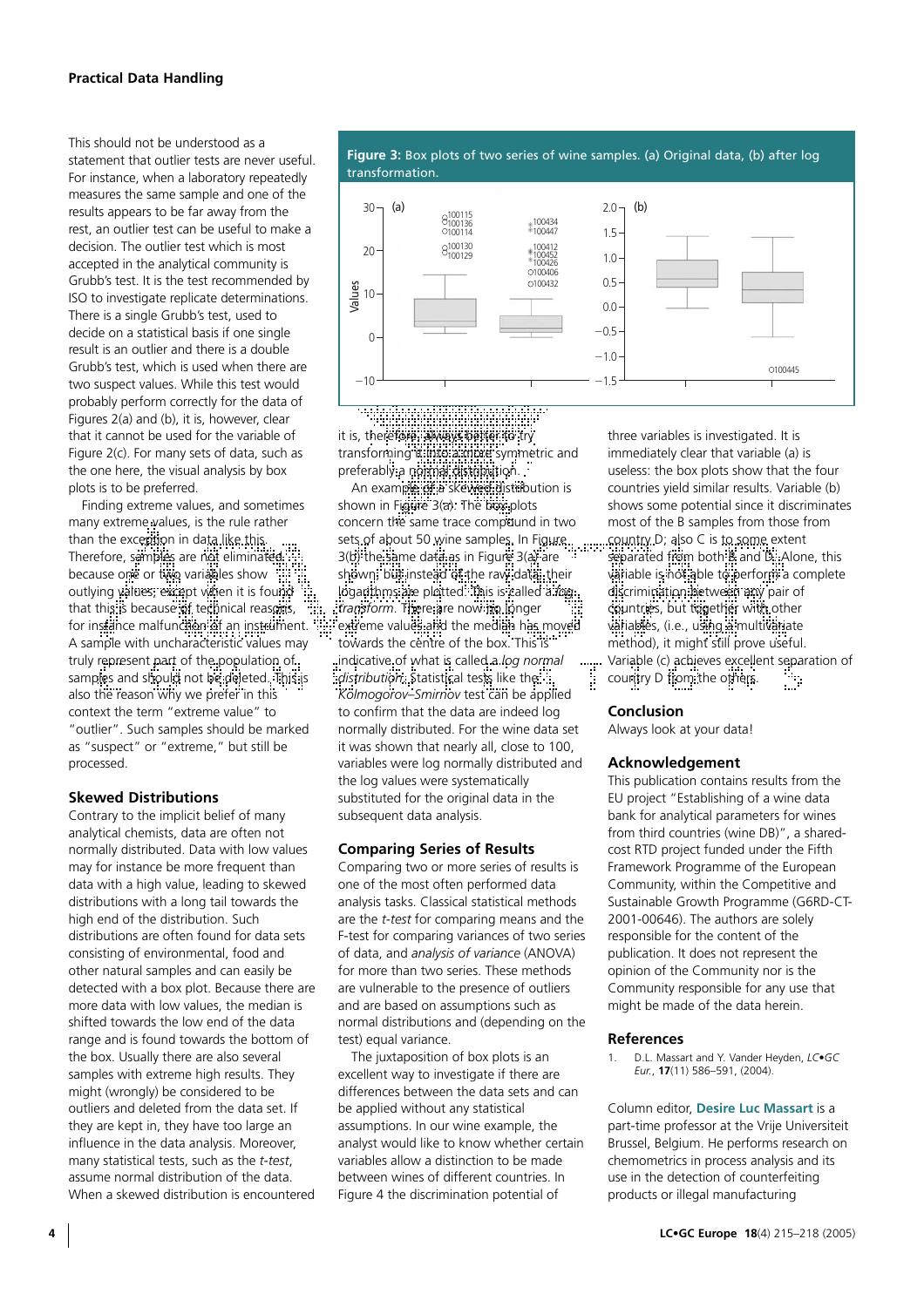This should not be understood as a statement that outlier tests are never useful. For instance, when a laboratory repeatedly measures the same sample and one of the results appears to be far away from the rest, an outlier test can be useful to make a decision. The outlier test which is most accepted in the analytical community is Grubb's test. It is the test recommended by ISO to investigate replicate determinations. There is a single Grubb's test, used to decide on a statistical basis if one single result is an outlier and there is a double Grubb's test, which is used when there are two suspect values. While this test would probably perform correctly for the data of Figures 2(a) and (b), it is, however, clear that it cannot be used for the variable of Figure 2(c). For many sets of data, such as the one here, the visual analysis by box plots is to be preferred.

Finding extreme values, and sometimes many extreme values, is the rule rather than the exception in data like this. Therefore, samples are not eliminated because one or two variables show outlying values, except when it is found that this is because of technical reasons, for instance malfunction of an instrument. A sample with uncharacteristic values may truly represent part of the population of samples and should not be deleted. This is also the reason why we prefer in this context the term "extreme value" to "outlier". Such samples should be marked as "suspect" or "extreme," but still be processed.

## Skewed Distributions

Contrary to the implicit belief of many analytical chemists, data are often not normally distributed. Data with low values may for instance be more frequent than data with a high value, leading to skewed distributions with a long tail towards the high end of the distribution. Such distributions are often found for data sets consisting of environmental, food and other natural samples and can easily be detected with a box plot. Because there are more data with low values, the median is shifted towards the low end of the data range and is found towards the bottom of the box. Usually there are also several samples with extreme high results. They might (wrongly) be considered to be outliers and deleted from the data set. If they are kept in, they have too large an influence in the data analysis. Moreover, many statistical tests, such as the *t-test*, assume normal distribution of the data. When a skewed distribution is encountered it is, therefore, always better to try transforming it into a more symmetric and preferably a normal distribution.

**Figure 3:** Box plots of two series of wine samples. (a) Original data, (b) after log transformation.

An example of a skewed distribution is shown in Figure 3(a). The box plots concern the same trace compound in two sets of about 50 wine samples. In Figure 3(b) the same data as in Figure 3(a) are shown, but instead of the raw data, their logarithms are plotted. This is called a *log transform*. There are now no longer extreme values and the median has moved towards the centre of the box. This is indicative of what is called a *log normal distribution*. Statistical tests like the *Kolmogorov–Smirnov* test can be applied to confirm that the data are indeed log normally distributed. For the wine data set it was shown that nearly all, close to 100, variables were log normally distributed and the log values were systematically substituted for the original data in the subsequent data analysis.

## Comparing Series of Results

Comparing two or more series of results is one of the most often performed data analysis tasks. Classical statistical methods are the *t-test* for comparing means and the F-test for comparing variances of two series of data, and *analysis of variance* (ANOVA) for more than two series. These methods are vulnerable to the presence of outliers and are based on assumptions such as normal distributions and (depending on the test) equal variance.

The juxtaposition of box plots is an excellent way to investigate if there are differences between the data sets and can be applied without any statistical assumptions. In our wine example, the analyst would like to know whether certain variables allow a distinction to be made between wines of different countries. In Figure 4 the discrimination potential of three variables is investigated. It is immediately clear that variable (a) is useless: the box plots show that the four countries yield similar results. Variable (b) shows some potential since it discriminates most of the B samples from those from country D; also C is to some extent separated from both B and D. Alone, this variable is not able to perform a complete discrimination between any pair of countries, but together with other variables, (i.e., using a multivariate method), it might still prove useful. Variable (c) achieves excellent separation of country D from the others.

## Conclusion

Always look at your data!

## Acknowledgement

This publication contains results from the EU project "Establishing of a wine data bank for analytical parameters for wines from third countries (wine DB)", a shared-cost RTD project funded under the Fifth Framework Programme of the European Community, within the Competitive and Sustainable Growth Programme (G6RD-CT-2001-00646). The authors are solely responsible for the content of the publication. It does not represent the opinion of the Community nor is the Community responsible for any use that might be made of the data herein.

## References

1. D.L. Massart and Y. Vander Heyden, *LC•GC Eur.*, **17**(11) 586–591, (2004).

Column editor, **Desire Luc Massart** is a part-time professor at the Vrije Universiteit Brussel, Belgium. He performs research on chemometrics in process analysis and its use in the detection of counterfeiting products or illegal manufacturing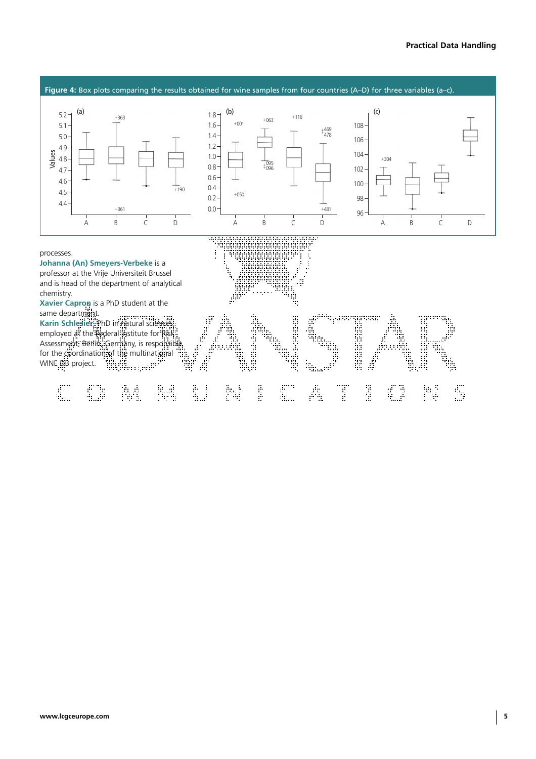**Figure 4:** Box plots comparing the results obtained for wine samples from four countries (A–D) for three variables (a–c).

(a)

Values

5.2
5.1
5.0
4.9
4.8
4.7
4.6
4.5
4.4

+363
+190
+361

A B C D

(b)

1.8
1.6
1.4
1.2
1.0
0.8
0.6
0.4
0.2
0.0

+001
+063
+116
+469
+478
+095
+096
+050
+481

A B C D

(c)

108
106
104
102
100
98
96

+304

A B C D

processes.

**Johanna (An) Smeyers-Verbeke** is a professor at the Vrije Universiteit Brussel and is head of the department of analytical chemistry.

**Xavier Capron** is a PhD student at the same department.

**Karin Schlesier**, PhD in natural sciences, employed at the Federal Institute for Risk Assessment, Berlin, Germany, is responsible for the coordination of the multinational WINE DB project.